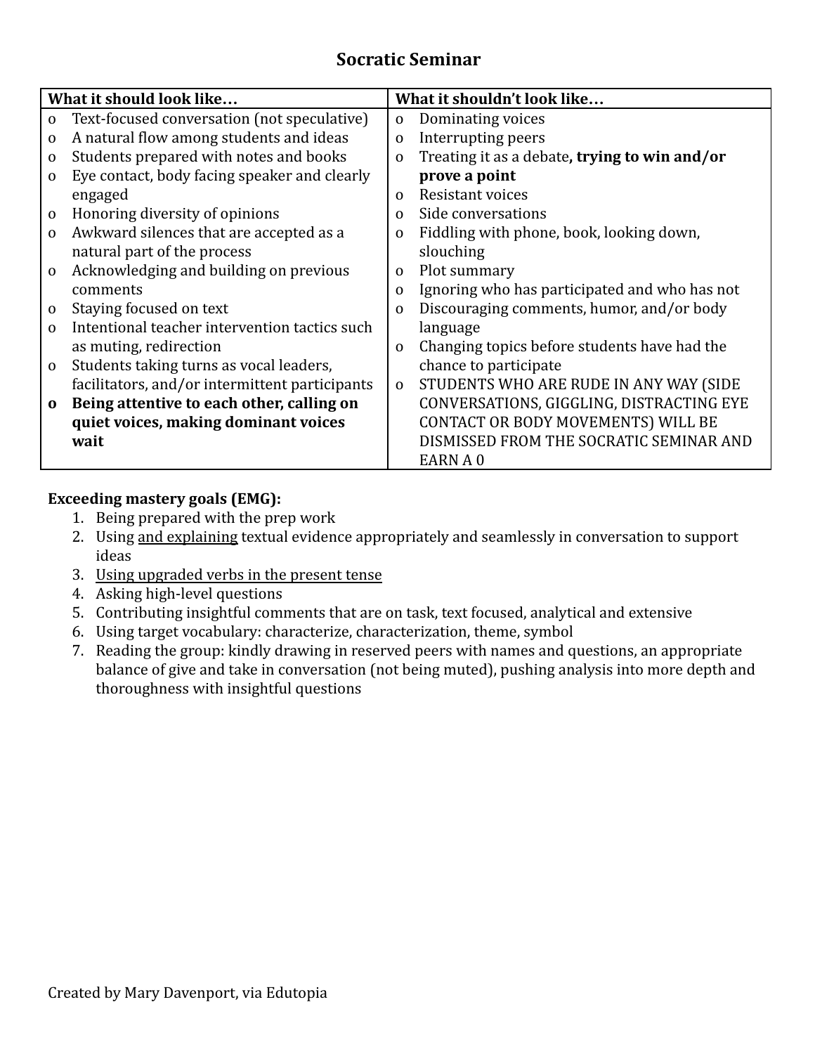# Socratic Seminar

| What it should look like… | What it shouldn't look like… |
| --- | --- |
| o Text-focused conversation (not speculative)<br>o A natural flow among students and ideas<br>o Students prepared with notes and books<br>o Eye contact, body facing speaker and clearly engaged<br>o Honoring diversity of opinions<br>o Awkward silences that are accepted as a natural part of the process<br>o Acknowledging and building on previous comments<br>o Staying focused on text<br>o Intentional teacher intervention tactics such as muting, redirection<br>o Students taking turns as vocal leaders, facilitators, and/or intermittent participants<br>**o Being attentive to each other, calling on quiet voices, making dominant voices wait** | o Dominating voices<br>o Interrupting peers<br>o Treating it as a debate**, trying to win and/or prove a point**<br>o Resistant voices<br>o Side conversations<br>o Fiddling with phone, book, looking down, slouching<br>o Plot summary<br>o Ignoring who has participated and who has not<br>o Discouraging comments, humor, and/or body language<br>o Changing topics before students have had the chance to participate<br>o STUDENTS WHO ARE RUDE IN ANY WAY (SIDE CONVERSATIONS, GIGGLING, DISTRACTING EYE CONTACT OR BODY MOVEMENTS) WILL BE DISMISSED FROM THE SOCRATIC SEMINAR AND EARN A 0 |

**Exceeding mastery goals (EMG):**

1. Being prepared with the prep work
2. Using <u>and explaining</u> textual evidence appropriately and seamlessly in conversation to support ideas
3. <u>Using upgraded verbs in the present tense</u>
4. Asking high-level questions
5. Contributing insightful comments that are on task, text focused, analytical and extensive
6. Using target vocabulary: characterize, characterization, theme, symbol
7. Reading the group: kindly drawing in reserved peers with names and questions, an appropriate balance of give and take in conversation (not being muted), pushing analysis into more depth and thoroughness with insightful questions

Created by Mary Davenport, via Edutopia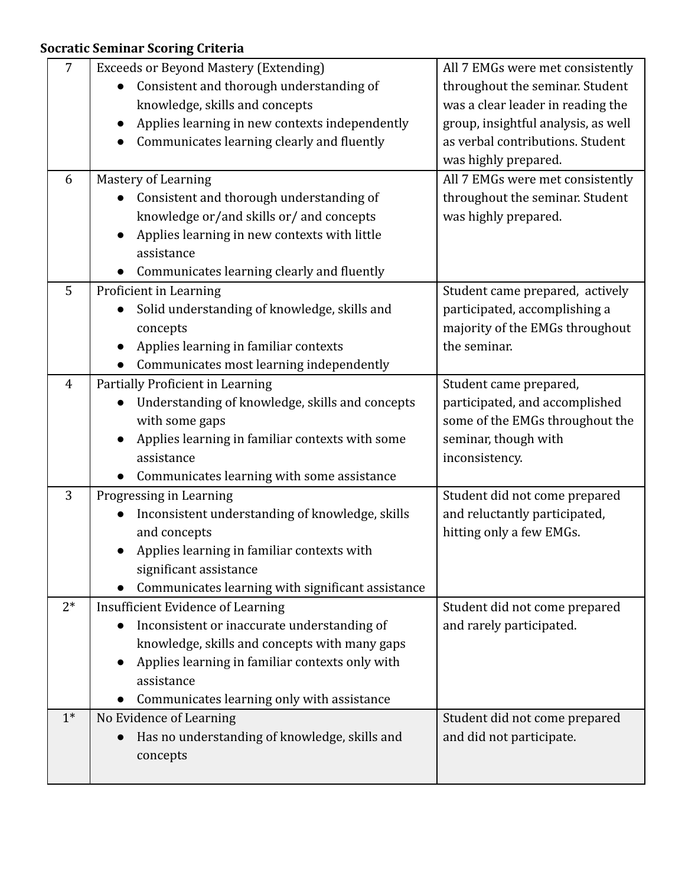**Socratic Seminar Scoring Criteria**

| | | |
|---|---|---|
| 7 | Exceeds or Beyond Mastery (Extending)<br>● Consistent and thorough understanding of knowledge, skills and concepts<br>● Applies learning in new contexts independently<br>● Communicates learning clearly and fluently | All 7 EMGs were met consistently throughout the seminar. Student was a clear leader in reading the group, insightful analysis, as well as verbal contributions. Student was highly prepared. |
| 6 | Mastery of Learning<br>● Consistent and thorough understanding of knowledge or/and skills or/ and concepts<br>● Applies learning in new contexts with little assistance<br>● Communicates learning clearly and fluently | All 7 EMGs were met consistently throughout the seminar. Student was highly prepared. |
| 5 | Proficient in Learning<br>● Solid understanding of knowledge, skills and concepts<br>● Applies learning in familiar contexts<br>● Communicates most learning independently | Student came prepared, actively participated, accomplishing a majority of the EMGs throughout the seminar. |
| 4 | Partially Proficient in Learning<br>● Understanding of knowledge, skills and concepts with some gaps<br>● Applies learning in familiar contexts with some assistance<br>● Communicates learning with some assistance | Student came prepared, participated, and accomplished some of the EMGs throughout the seminar, though with inconsistency. |
| 3 | Progressing in Learning<br>● Inconsistent understanding of knowledge, skills and concepts<br>● Applies learning in familiar contexts with significant assistance<br>● Communicates learning with significant assistance | Student did not come prepared and reluctantly participated, hitting only a few EMGs. |
| 2* | Insufficient Evidence of Learning<br>● Inconsistent or inaccurate understanding of knowledge, skills and concepts with many gaps<br>● Applies learning in familiar contexts only with assistance<br>● Communicates learning only with assistance | Student did not come prepared and rarely participated. |
| 1* | No Evidence of Learning<br>● Has no understanding of knowledge, skills and concepts | Student did not come prepared and did not participate. |